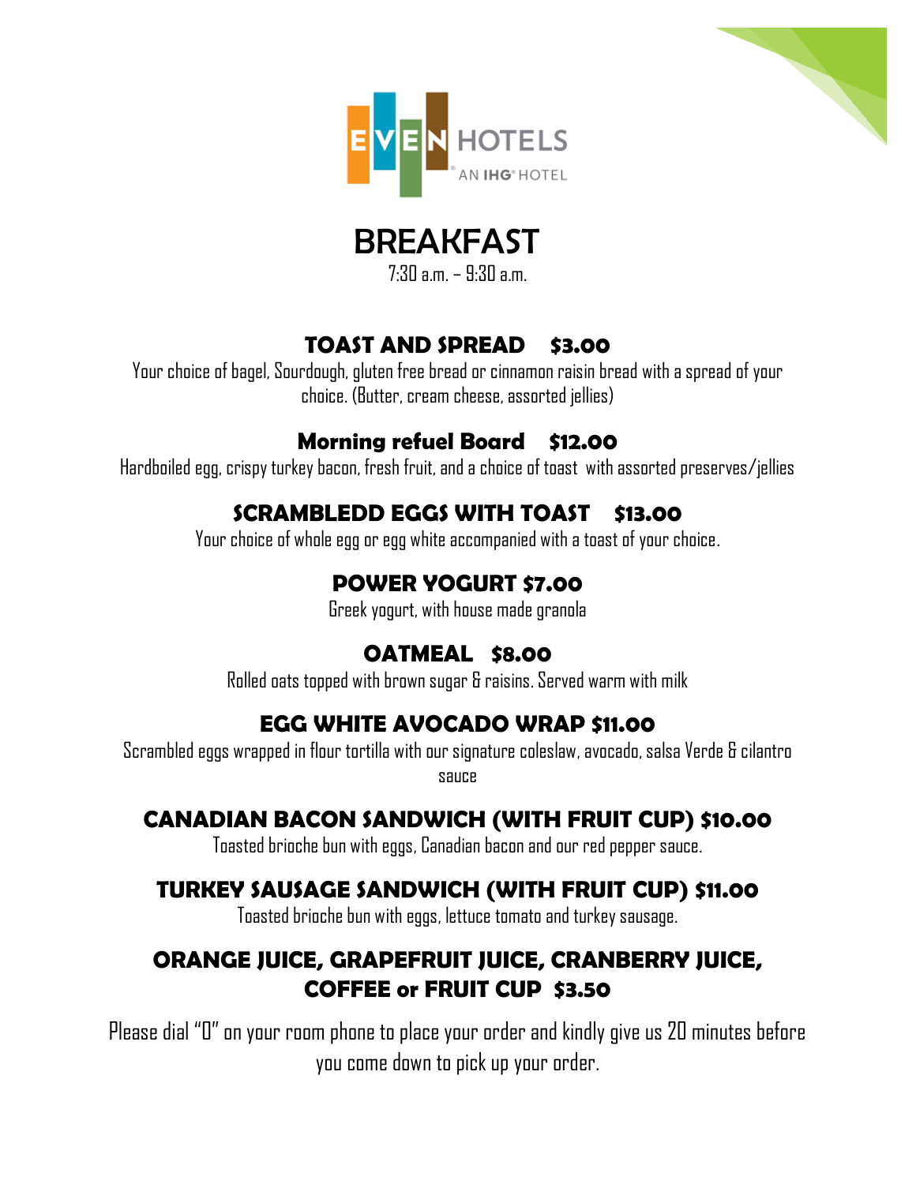EVEN HOTELS

AN IHG® HOTEL

# BREAKFAST

7:30 a.m. – 9:30 a.m.

## TOAST AND SPREAD $3.00

Your choice of bagel, Sourdough, gluten free bread or cinnamon raisin bread with a spread of your choice. (Butter, cream cheese, assorted jellies)

## Morning refuel Board $12.00

Hardboiled egg, crispy turkey bacon, fresh fruit, and a choice of toast with assorted preserves/jellies

## SCRAMBLEDD EGGS WITH TOAST $13.00

Your choice of whole egg or egg white accompanied with a toast of your choice.

## POWER YOGURT $7.00

Greek yogurt, with house made granola

## OATMEAL $8.00

Rolled oats topped with brown sugar & raisins. Served warm with milk

## EGG WHITE AVOCADO WRAP $11.00

Scrambled eggs wrapped in flour tortilla with our signature coleslaw, avocado, salsa Verde & cilantro sauce

## CANADIAN BACON SANDWICH (WITH FRUIT CUP) $10.00

Toasted brioche bun with eggs, Canadian bacon and our red pepper sauce.

## TURKEY SAUSAGE SANDWICH (WITH FRUIT CUP) $11.00

Toasted brioche bun with eggs, lettuce tomato and turkey sausage.

## ORANGE JUICE, GRAPEFRUIT JUICE, CRANBERRY JUICE, COFFEE or FRUIT CUP $3.50

Please dial "0" on your room phone to place your order and kindly give us 20 minutes before you come down to pick up your order.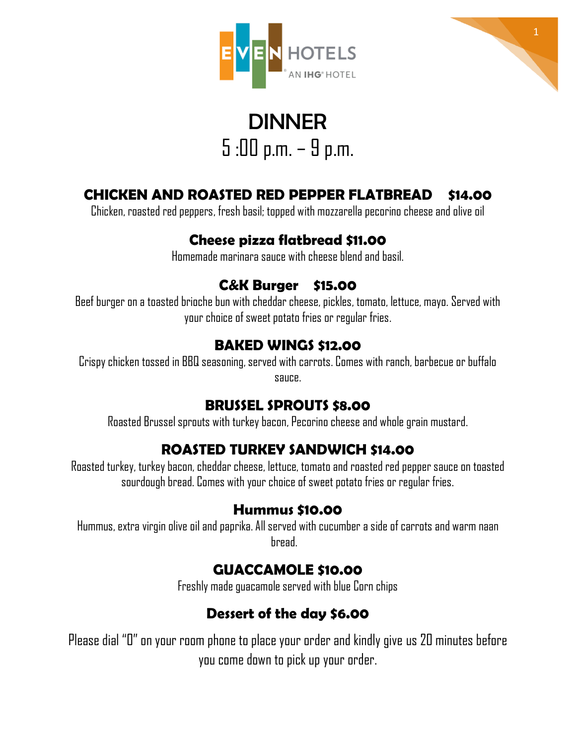# DINNER

## 5 :00 p.m. – 9 p.m.

### CHICKEN AND ROASTED RED PEPPER FLATBREAD $14.00

Chicken, roasted red peppers, fresh basil; topped with mozzarella pecorino cheese and olive oil

### Cheese pizza flatbread $11.00

Homemade marinara sauce with cheese blend and basil.

### C&K Burger $15.00

Beef burger on a toasted brioche bun with cheddar cheese, pickles, tomato, lettuce, mayo. Served with your choice of sweet potato fries or regular fries.

### BAKED WINGS $12.00

Crispy chicken tossed in BBQ seasoning, served with carrots. Comes with ranch, barbecue or buffalo sauce.

### BRUSSEL SPROUTS $8.00

Roasted Brussel sprouts with turkey bacon, Pecorino cheese and whole grain mustard.

### ROASTED TURKEY SANDWICH $14.00

Roasted turkey, turkey bacon, cheddar cheese, lettuce, tomato and roasted red pepper sauce on toasted sourdough bread. Comes with your choice of sweet potato fries or regular fries.

### Hummus $10.00

Hummus, extra virgin olive oil and paprika. All served with cucumber a side of carrots and warm naan bread.

### GUACCAMOLE $10.00

Freshly made guacamole served with blue Corn chips

### Dessert of the day $6.00

Please dial "0" on your room phone to place your order and kindly give us 20 minutes before you come down to pick up your order.